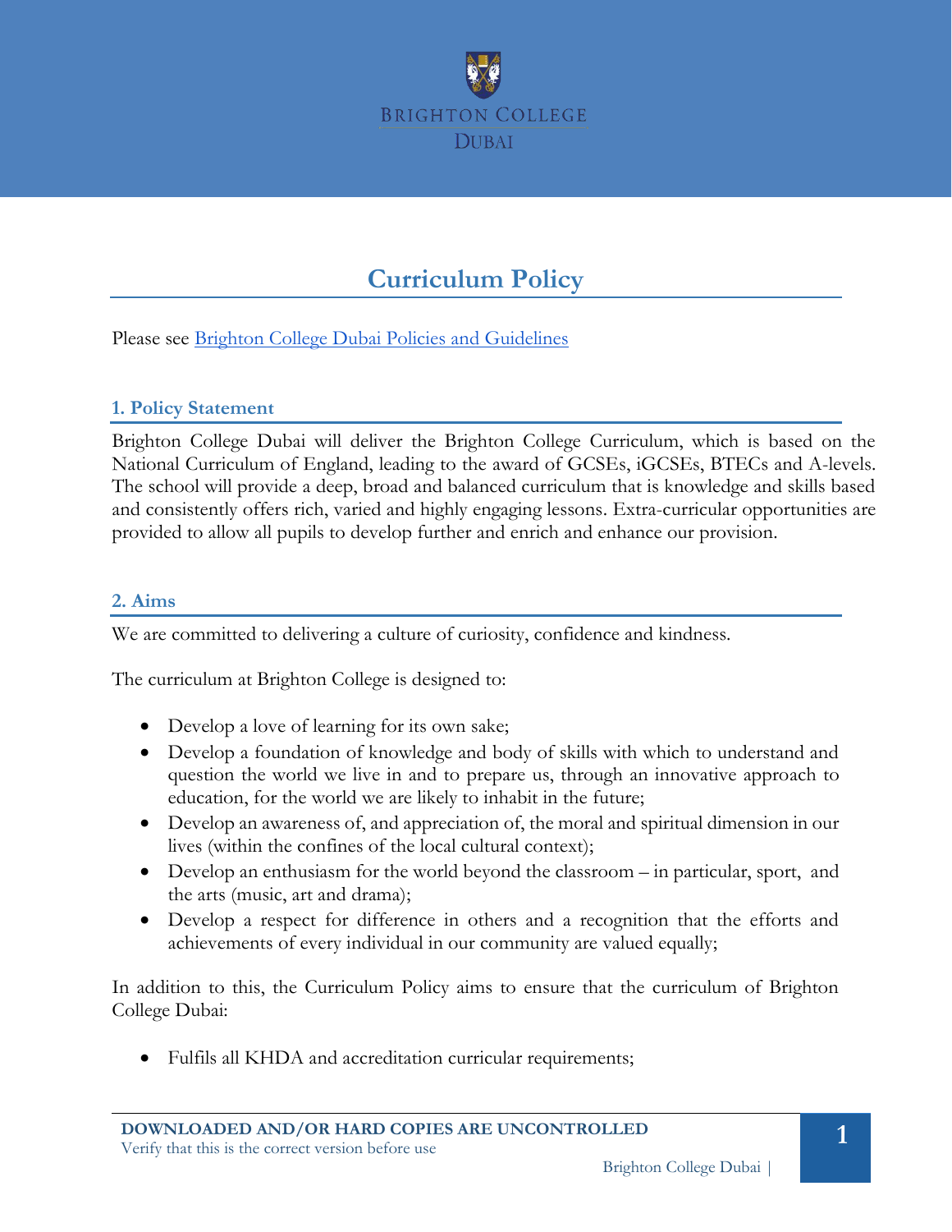# Curriculum Policy

Please see Brighton College Dubai Policies and Guidelines

## 1. Policy Statement

Brighton College Dubai will deliver the Brighton College Curriculum, which is based on the National Curriculum of England, leading to the award of GCSEs, iGCSEs, BTECs and A-levels. The school will provide a deep, broad and balanced curriculum that is knowledge and skills based and consistently offers rich, varied and highly engaging lessons. Extra-curricular opportunities are provided to allow all pupils to develop further and enrich and enhance our provision.

## 2. Aims

We are committed to delivering a culture of curiosity, confidence and kindness.

The curriculum at Brighton College is designed to:

- Develop a love of learning for its own sake;
- Develop a foundation of knowledge and body of skills with which to understand and question the world we live in and to prepare us, through an innovative approach to education, for the world we are likely to inhabit in the future;
- Develop an awareness of, and appreciation of, the moral and spiritual dimension in our lives (within the confines of the local cultural context);
- Develop an enthusiasm for the world beyond the classroom – in particular, sport, and the arts (music, art and drama);
- Develop a respect for difference in others and a recognition that the efforts and achievements of every individual in our community are valued equally;

In addition to this, the Curriculum Policy aims to ensure that the curriculum of Brighton College Dubai:

- Fulfils all KHDA and accreditation curricular requirements;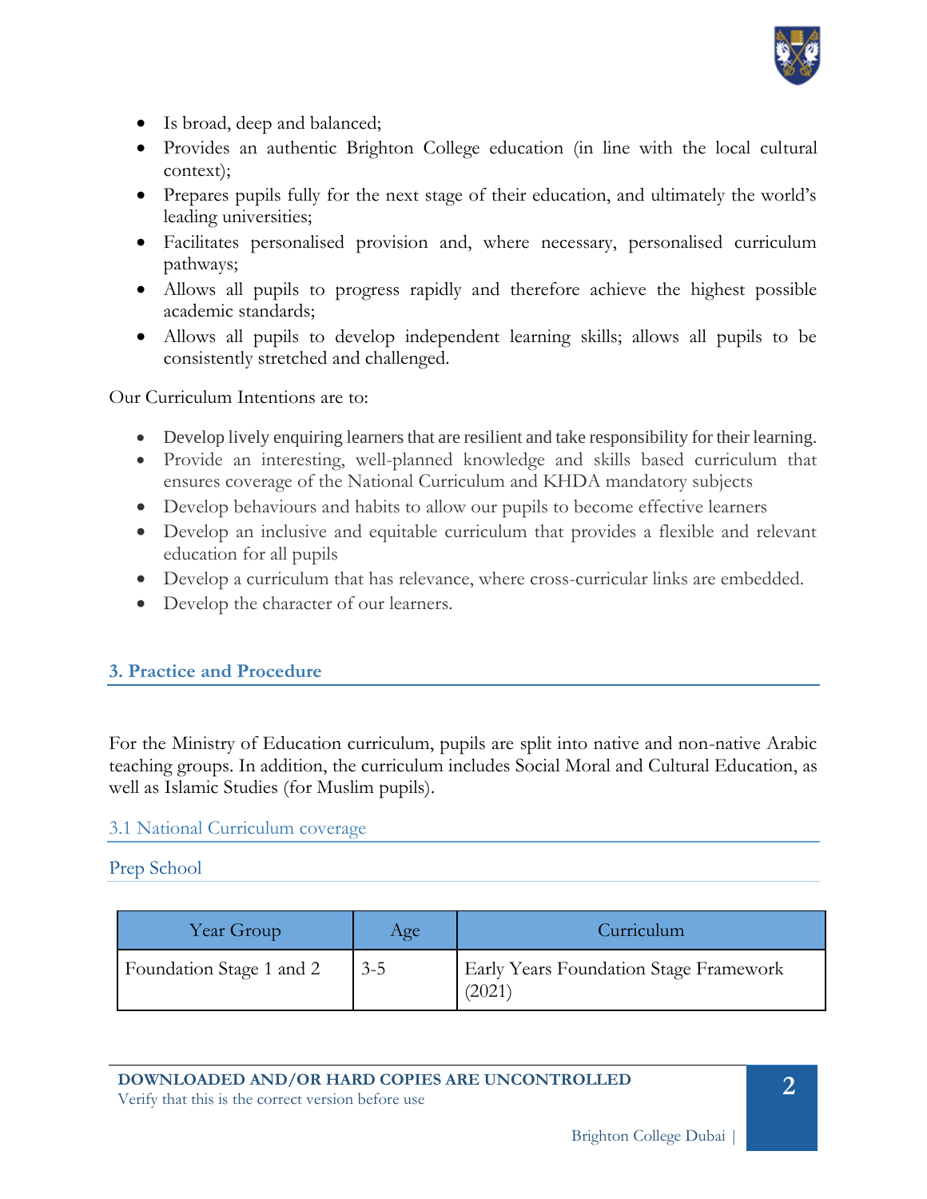- Is broad, deep and balanced;
- Provides an authentic Brighton College education (in line with the local cultural context);
- Prepares pupils fully for the next stage of their education, and ultimately the world's leading universities;
- Facilitates personalised provision and, where necessary, personalised curriculum pathways;
- Allows all pupils to progress rapidly and therefore achieve the highest possible academic standards;
- Allows all pupils to develop independent learning skills; allows all pupils to be consistently stretched and challenged.

Our Curriculum Intentions are to:

- Develop lively enquiring learners that are resilient and take responsibility for their learning.
- Provide an interesting, well-planned knowledge and skills based curriculum that ensures coverage of the National Curriculum and KHDA mandatory subjects
- Develop behaviours and habits to allow our pupils to become effective learners
- Develop an inclusive and equitable curriculum that provides a flexible and relevant education for all pupils
- Develop a curriculum that has relevance, where cross-curricular links are embedded.
- Develop the character of our learners.

## 3. Practice and Procedure

For the Ministry of Education curriculum, pupils are split into native and non-native Arabic teaching groups. In addition, the curriculum includes Social Moral and Cultural Education, as well as Islamic Studies (for Muslim pupils).

### 3.1 National Curriculum coverage

#### Prep School

| Year Group | Age | Curriculum |
|---|---|---|
| Foundation Stage 1 and 2 | 3-5 | Early Years Foundation Stage Framework (2021) |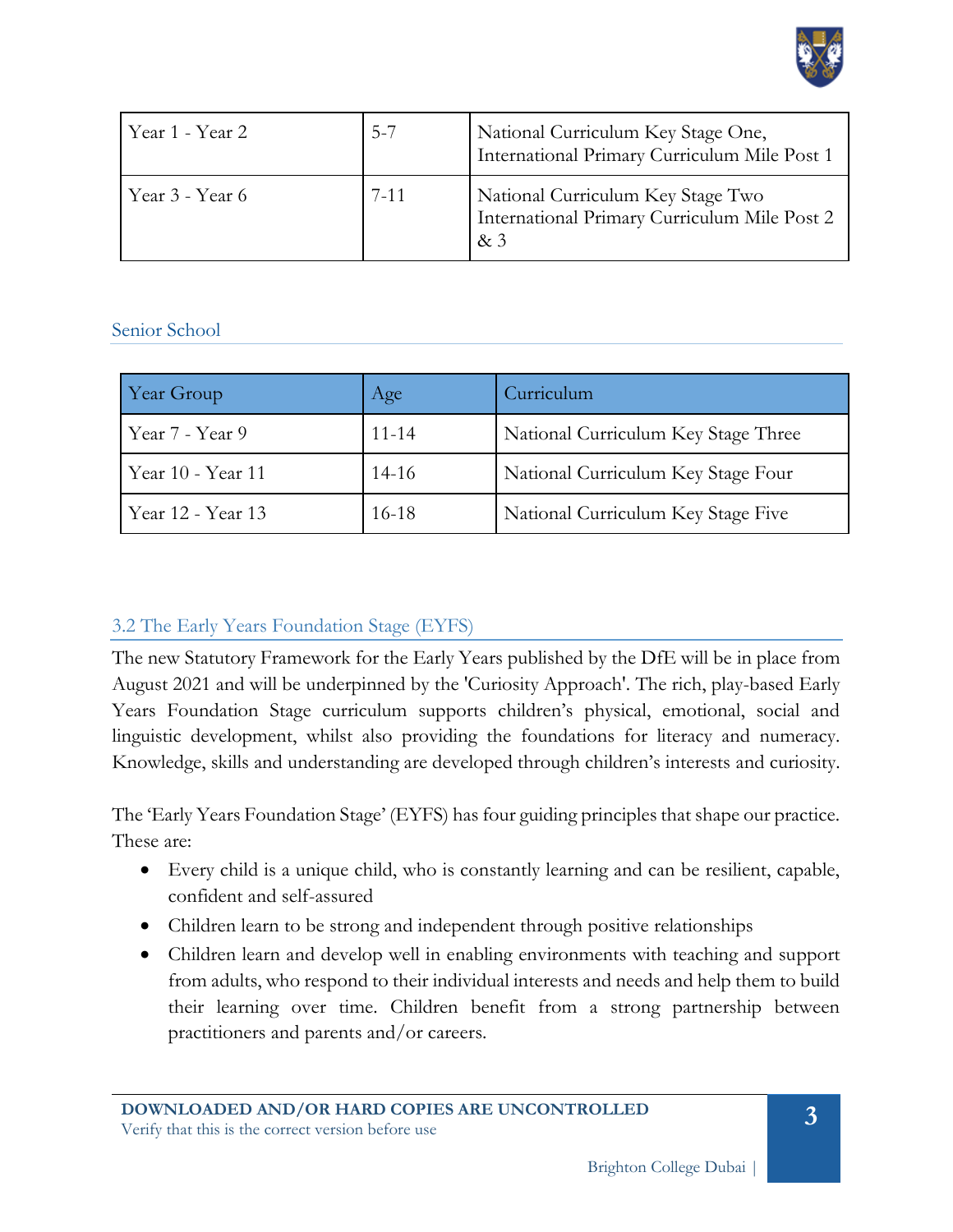| Year 1 - Year 2 | 5-7 | National Curriculum Key Stage One, International Primary Curriculum Mile Post 1 |
|---|---|---|
| Year 3 - Year 6 | 7-11 | National Curriculum Key Stage Two International Primary Curriculum Mile Post 2 & 3 |

### Senior School

| Year Group | Age | Curriculum |
|---|---|---|
| Year 7 - Year 9 | 11-14 | National Curriculum Key Stage Three |
| Year 10 - Year 11 | 14-16 | National Curriculum Key Stage Four |
| Year 12 - Year 13 | 16-18 | National Curriculum Key Stage Five |

### 3.2 The Early Years Foundation Stage (EYFS)

The new Statutory Framework for the Early Years published by the DfE will be in place from August 2021 and will be underpinned by the 'Curiosity Approach'. The rich, play-based Early Years Foundation Stage curriculum supports children's physical, emotional, social and linguistic development, whilst also providing the foundations for literacy and numeracy. Knowledge, skills and understanding are developed through children's interests and curiosity.

The 'Early Years Foundation Stage' (EYFS) has four guiding principles that shape our practice. These are:

- Every child is a unique child, who is constantly learning and can be resilient, capable, confident and self-assured
- Children learn to be strong and independent through positive relationships
- Children learn and develop well in enabling environments with teaching and support from adults, who respond to their individual interests and needs and help them to build their learning over time. Children benefit from a strong partnership between practitioners and parents and/or careers.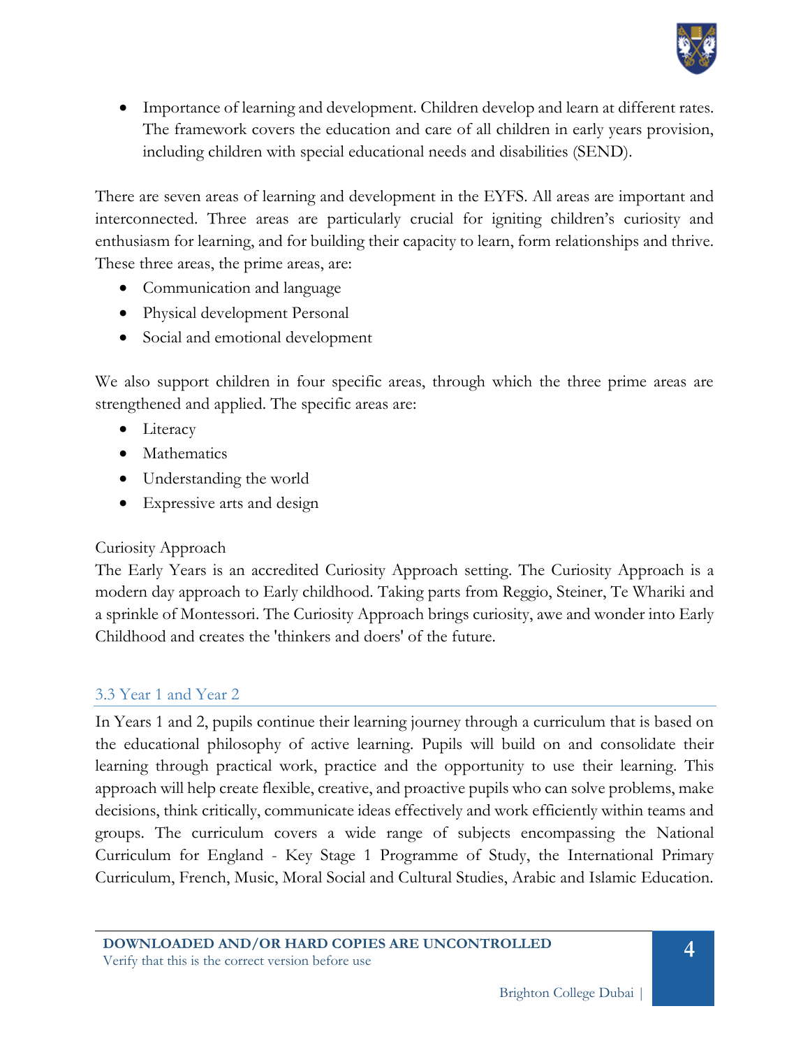- Importance of learning and development. Children develop and learn at different rates. The framework covers the education and care of all children in early years provision, including children with special educational needs and disabilities (SEND).

There are seven areas of learning and development in the EYFS. All areas are important and interconnected. Three areas are particularly crucial for igniting children's curiosity and enthusiasm for learning, and for building their capacity to learn, form relationships and thrive. These three areas, the prime areas, are:

- Communication and language
- Physical development Personal
- Social and emotional development

We also support children in four specific areas, through which the three prime areas are strengthened and applied. The specific areas are:

- Literacy
- Mathematics
- Understanding the world
- Expressive arts and design

Curiosity Approach

The Early Years is an accredited Curiosity Approach setting. The Curiosity Approach is a modern day approach to Early childhood. Taking parts from Reggio, Steiner, Te Whariki and a sprinkle of Montessori. The Curiosity Approach brings curiosity, awe and wonder into Early Childhood and creates the 'thinkers and doers' of the future.

### 3.3 Year 1 and Year 2

In Years 1 and 2, pupils continue their learning journey through a curriculum that is based on the educational philosophy of active learning. Pupils will build on and consolidate their learning through practical work, practice and the opportunity to use their learning. This approach will help create flexible, creative, and proactive pupils who can solve problems, make decisions, think critically, communicate ideas effectively and work efficiently within teams and groups. The curriculum covers a wide range of subjects encompassing the National Curriculum for England - Key Stage 1 Programme of Study, the International Primary Curriculum, French, Music, Moral Social and Cultural Studies, Arabic and Islamic Education.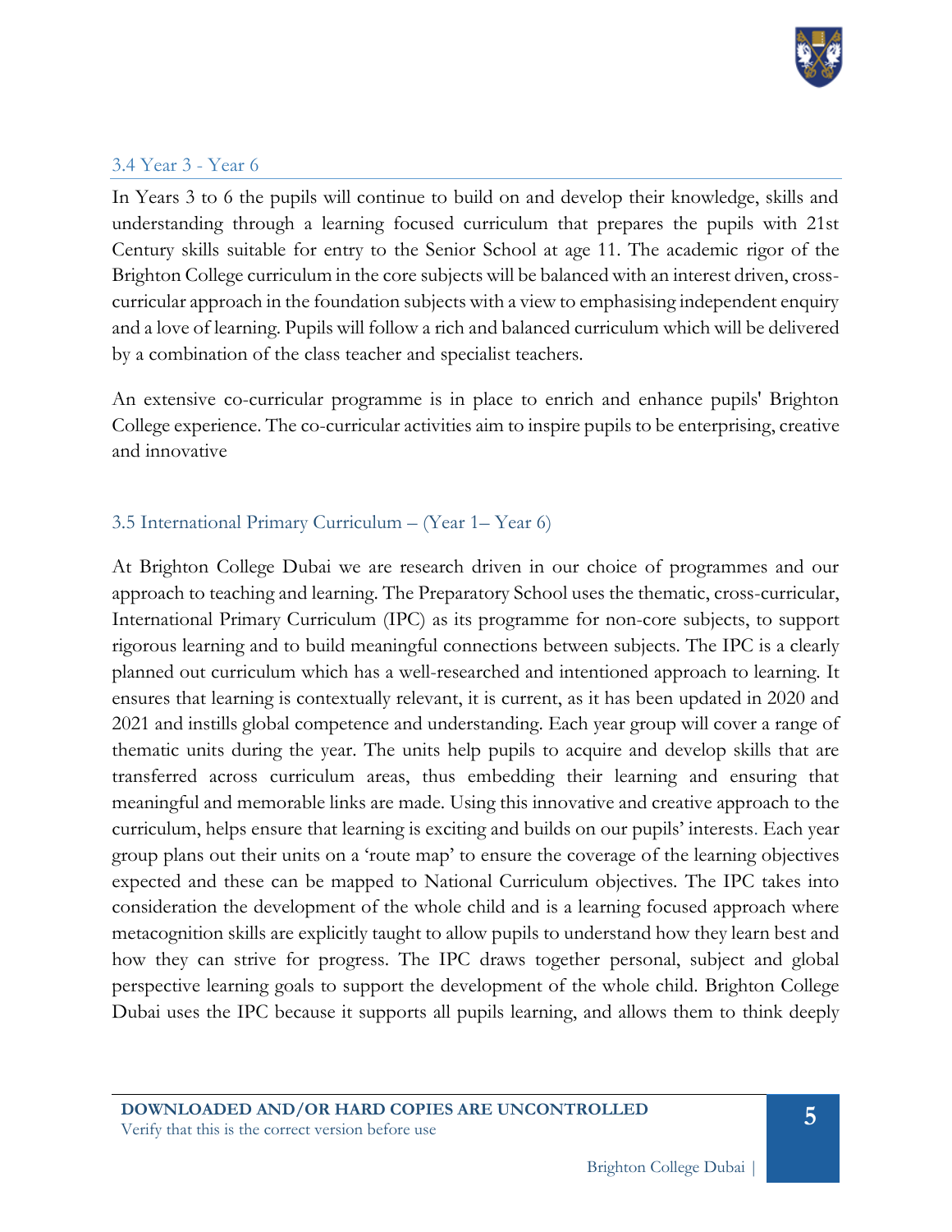### 3.4 Year 3 - Year 6

In Years 3 to 6 the pupils will continue to build on and develop their knowledge, skills and understanding through a learning focused curriculum that prepares the pupils with 21st Century skills suitable for entry to the Senior School at age 11. The academic rigor of the Brighton College curriculum in the core subjects will be balanced with an interest driven, cross-curricular approach in the foundation subjects with a view to emphasising independent enquiry and a love of learning. Pupils will follow a rich and balanced curriculum which will be delivered by a combination of the class teacher and specialist teachers.

An extensive co-curricular programme is in place to enrich and enhance pupils' Brighton College experience. The co-curricular activities aim to inspire pupils to be enterprising, creative and innovative

### 3.5 International Primary Curriculum – (Year 1– Year 6)

At Brighton College Dubai we are research driven in our choice of programmes and our approach to teaching and learning. The Preparatory School uses the thematic, cross-curricular, International Primary Curriculum (IPC) as its programme for non-core subjects, to support rigorous learning and to build meaningful connections between subjects. The IPC is a clearly planned out curriculum which has a well-researched and intentioned approach to learning. It ensures that learning is contextually relevant, it is current, as it has been updated in 2020 and 2021 and instills global competence and understanding. Each year group will cover a range of thematic units during the year. The units help pupils to acquire and develop skills that are transferred across curriculum areas, thus embedding their learning and ensuring that meaningful and memorable links are made. Using this innovative and creative approach to the curriculum, helps ensure that learning is exciting and builds on our pupils' interests. Each year group plans out their units on a 'route map' to ensure the coverage of the learning objectives expected and these can be mapped to National Curriculum objectives. The IPC takes into consideration the development of the whole child and is a learning focused approach where metacognition skills are explicitly taught to allow pupils to understand how they learn best and how they can strive for progress. The IPC draws together personal, subject and global perspective learning goals to support the development of the whole child. Brighton College Dubai uses the IPC because it supports all pupils learning, and allows them to think deeply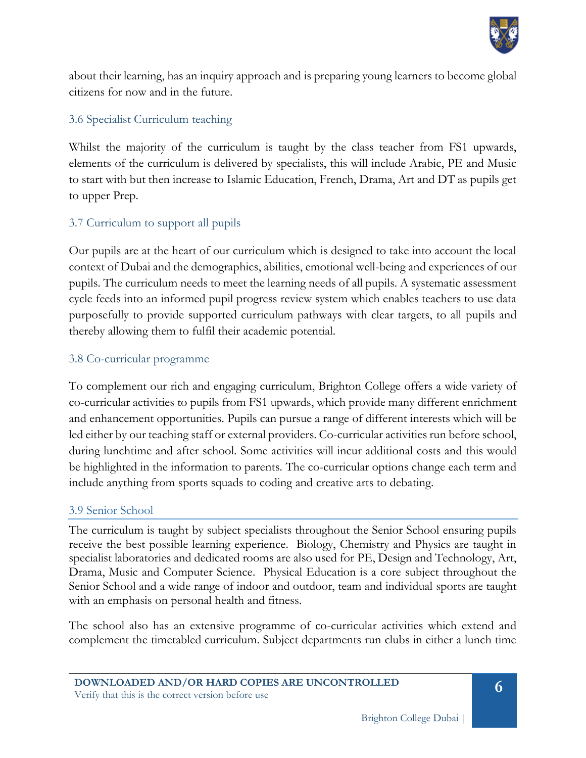about their learning, has an inquiry approach and is preparing young learners to become global citizens for now and in the future.

### 3.6 Specialist Curriculum teaching

Whilst the majority of the curriculum is taught by the class teacher from FS1 upwards, elements of the curriculum is delivered by specialists, this will include Arabic, PE and Music to start with but then increase to Islamic Education, French, Drama, Art and DT as pupils get to upper Prep.

### 3.7 Curriculum to support all pupils

Our pupils are at the heart of our curriculum which is designed to take into account the local context of Dubai and the demographics, abilities, emotional well-being and experiences of our pupils. The curriculum needs to meet the learning needs of all pupils. A systematic assessment cycle feeds into an informed pupil progress review system which enables teachers to use data purposefully to provide supported curriculum pathways with clear targets, to all pupils and thereby allowing them to fulfil their academic potential.

### 3.8 Co-curricular programme

To complement our rich and engaging curriculum, Brighton College offers a wide variety of co-curricular activities to pupils from FS1 upwards, which provide many different enrichment and enhancement opportunities. Pupils can pursue a range of different interests which will be led either by our teaching staff or external providers. Co-curricular activities run before school, during lunchtime and after school. Some activities will incur additional costs and this would be highlighted in the information to parents. The co-curricular options change each term and include anything from sports squads to coding and creative arts to debating.

### 3.9 Senior School

The curriculum is taught by subject specialists throughout the Senior School ensuring pupils receive the best possible learning experience. Biology, Chemistry and Physics are taught in specialist laboratories and dedicated rooms are also used for PE, Design and Technology, Art, Drama, Music and Computer Science. Physical Education is a core subject throughout the Senior School and a wide range of indoor and outdoor, team and individual sports are taught with an emphasis on personal health and fitness.

The school also has an extensive programme of co-curricular activities which extend and complement the timetabled curriculum. Subject departments run clubs in either a lunch time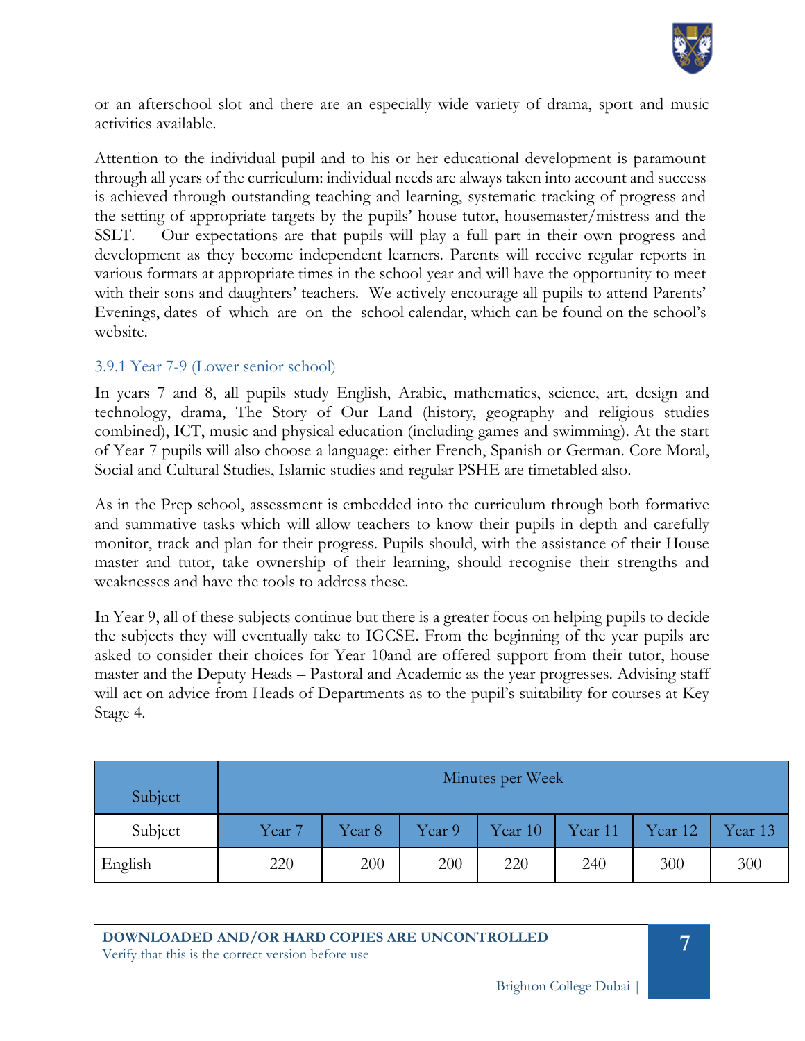or an afterschool slot and there are an especially wide variety of drama, sport and music activities available.

Attention to the individual pupil and to his or her educational development is paramount through all years of the curriculum: individual needs are always taken into account and success is achieved through outstanding teaching and learning, systematic tracking of progress and the setting of appropriate targets by the pupils' house tutor, housemaster/mistress and the SSLT. Our expectations are that pupils will play a full part in their own progress and development as they become independent learners. Parents will receive regular reports in various formats at appropriate times in the school year and will have the opportunity to meet with their sons and daughters' teachers. We actively encourage all pupils to attend Parents' Evenings, dates of which are on the school calendar, which can be found on the school's website.

### 3.9.1 Year 7-9 (Lower senior school)

In years 7 and 8, all pupils study English, Arabic, mathematics, science, art, design and technology, drama, The Story of Our Land (history, geography and religious studies combined), ICT, music and physical education (including games and swimming). At the start of Year 7 pupils will also choose a language: either French, Spanish or German. Core Moral, Social and Cultural Studies, Islamic studies and regular PSHE are timetabled also.

As in the Prep school, assessment is embedded into the curriculum through both formative and summative tasks which will allow teachers to know their pupils in depth and carefully monitor, track and plan for their progress. Pupils should, with the assistance of their House master and tutor, take ownership of their learning, should recognise their strengths and weaknesses and have the tools to address these.

In Year 9, all of these subjects continue but there is a greater focus on helping pupils to decide the subjects they will eventually take to IGCSE. From the beginning of the year pupils are asked to consider their choices for Year 10and are offered support from their tutor, house master and the Deputy Heads – Pastoral and Academic as the year progresses. Advising staff will act on advice from Heads of Departments as to the pupil's suitability for courses at Key Stage 4.

| Subject | Minutes per Week | | | | | | |
|---|---|---|---|---|---|---|---|
| Subject | Year 7 | Year 8 | Year 9 | Year 10 | Year 11 | Year 12 | Year 13 |
| English | 220 | 200 | 200 | 220 | 240 | 300 | 300 |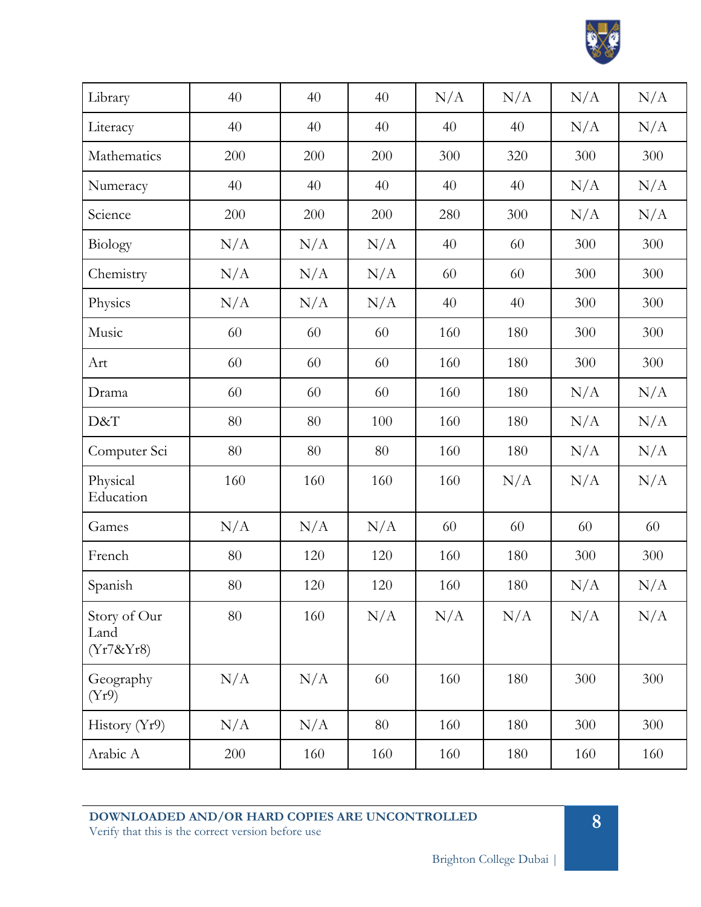| Library | 40 | 40 | 40 | N/A | N/A | N/A | N/A |
|---|---|---|---|---|---|---|---|
| Literacy | 40 | 40 | 40 | 40 | 40 | N/A | N/A |
| Mathematics | 200 | 200 | 200 | 300 | 320 | 300 | 300 |
| Numeracy | 40 | 40 | 40 | 40 | 40 | N/A | N/A |
| Science | 200 | 200 | 200 | 280 | 300 | N/A | N/A |
| Biology | N/A | N/A | N/A | 40 | 60 | 300 | 300 |
| Chemistry | N/A | N/A | N/A | 60 | 60 | 300 | 300 |
| Physics | N/A | N/A | N/A | 40 | 40 | 300 | 300 |
| Music | 60 | 60 | 60 | 160 | 180 | 300 | 300 |
| Art | 60 | 60 | 60 | 160 | 180 | 300 | 300 |
| Drama | 60 | 60 | 60 | 160 | 180 | N/A | N/A |
| D&T | 80 | 80 | 100 | 160 | 180 | N/A | N/A |
| Computer Sci | 80 | 80 | 80 | 160 | 180 | N/A | N/A |
| Physical Education | 160 | 160 | 160 | 160 | N/A | N/A | N/A |
| Games | N/A | N/A | N/A | 60 | 60 | 60 | 60 |
| French | 80 | 120 | 120 | 160 | 180 | 300 | 300 |
| Spanish | 80 | 120 | 120 | 160 | 180 | N/A | N/A |
| Story of Our Land (Yr7&Yr8) | 80 | 160 | N/A | N/A | N/A | N/A | N/A |
| Geography (Yr9) | N/A | N/A | 60 | 160 | 180 | 300 | 300 |
| History (Yr9) | N/A | N/A | 80 | 160 | 180 | 300 | 300 |
| Arabic A | 200 | 160 | 160 | 160 | 180 | 160 | 160 |

**DOWNLOADED AND/OR HARD COPIES ARE UNCONTROLLED**
Verify that this is the correct version before use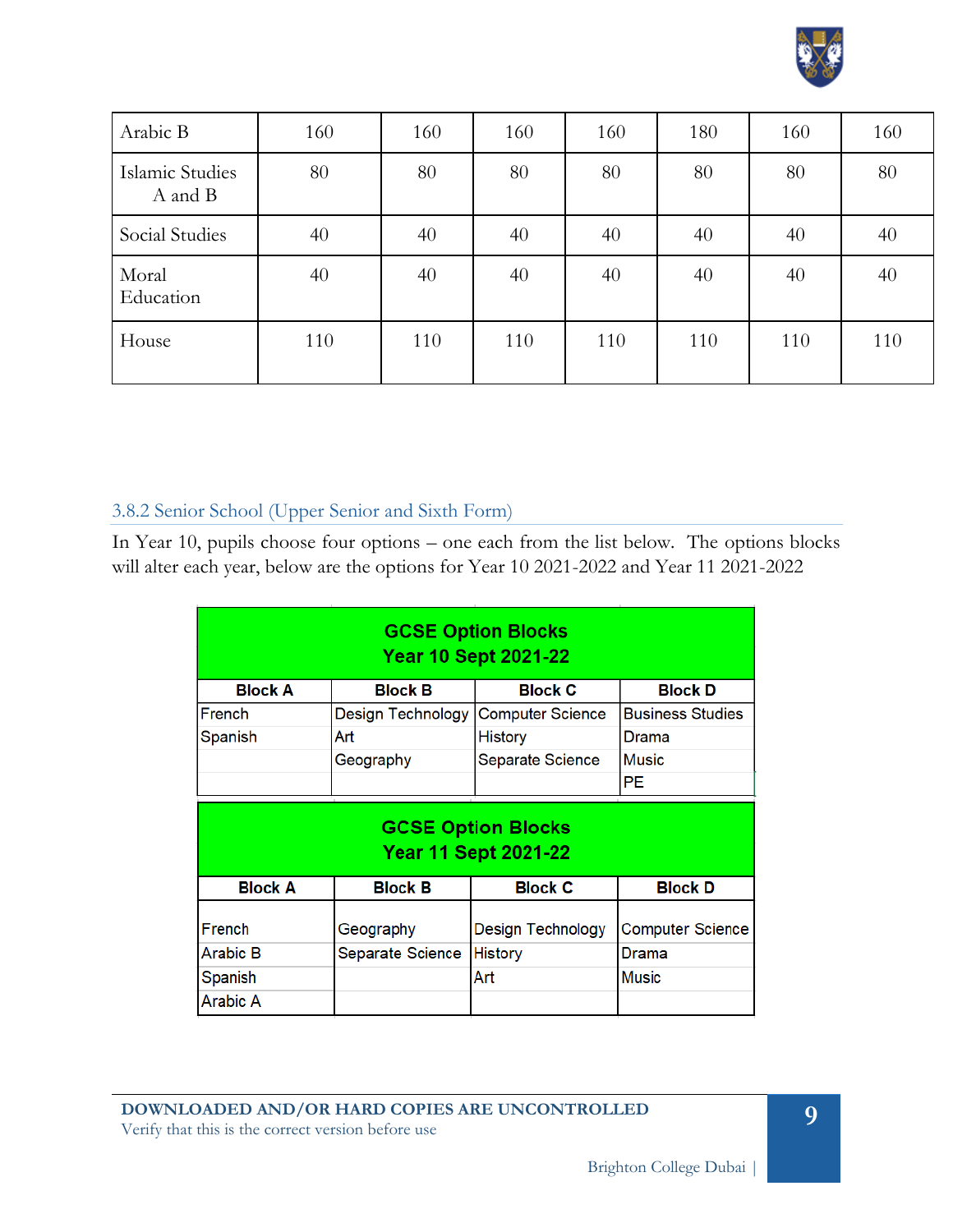| Arabic B | 160 | 160 | 160 | 160 | 180 | 160 | 160 |
|---|---|---|---|---|---|---|---|
| Islamic Studies A and B | 80 | 80 | 80 | 80 | 80 | 80 | 80 |
| Social Studies | 40 | 40 | 40 | 40 | 40 | 40 | 40 |
| Moral Education | 40 | 40 | 40 | 40 | 40 | 40 | 40 |
| House | 110 | 110 | 110 | 110 | 110 | 110 | 110 |

### 3.8.2 Senior School (Upper Senior and Sixth Form)

In Year 10, pupils choose four options – one each from the list below. The options blocks will alter each year, below are the options for Year 10 2021-2022 and Year 11 2021-2022

**GCSE Option Blocks Year 10 Sept 2021-22**

| Block A | Block B | Block C | Block D |
|---|---|---|---|
| French | Design Technology | Computer Science | Business Studies |
| Spanish | Art | History | Drama |
| | Geography | Separate Science | Music |
| | | | PE |

**GCSE Option Blocks Year 11 Sept 2021-22**

| Block A | Block B | Block C | Block D |
|---|---|---|---|
| French | Geography | Design Technology | Computer Science |
| Arabic B | Separate Science | History | Drama |
| Spanish | | Art | Music |
| Arabic A | | | |

**DOWNLOADED AND/OR HARD COPIES ARE UNCONTROLLED**
Verify that this is the correct version before use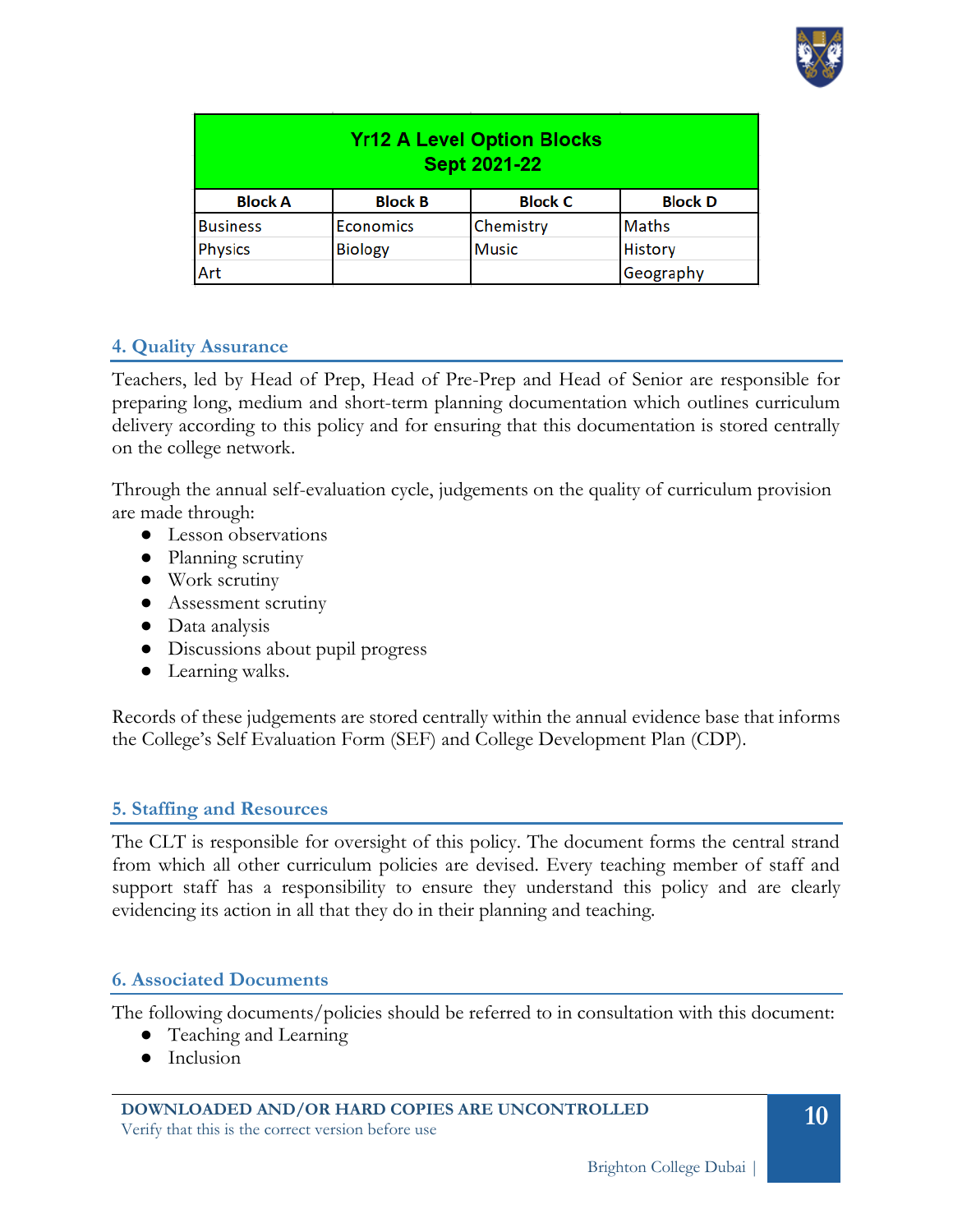| Yr12 A Level Option Blocks Sept 2021-22 | | | |
|---|---|---|---|
| **Block A** | **Block B** | **Block C** | **Block D** |
| Business | Economics | Chemistry | Maths |
| Physics | Biology | Music | History |
| Art | | | Geography |

## 4. Quality Assurance

Teachers, led by Head of Prep, Head of Pre-Prep and Head of Senior are responsible for preparing long, medium and short-term planning documentation which outlines curriculum delivery according to this policy and for ensuring that this documentation is stored centrally on the college network.

Through the annual self-evaluation cycle, judgements on the quality of curriculum provision are made through:

- Lesson observations
- Planning scrutiny
- Work scrutiny
- Assessment scrutiny
- Data analysis
- Discussions about pupil progress
- Learning walks.

Records of these judgements are stored centrally within the annual evidence base that informs the College's Self Evaluation Form (SEF) and College Development Plan (CDP).

## 5. Staffing and Resources

The CLT is responsible for oversight of this policy. The document forms the central strand from which all other curriculum policies are devised. Every teaching member of staff and support staff has a responsibility to ensure they understand this policy and are clearly evidencing its action in all that they do in their planning and teaching.

## 6. Associated Documents

The following documents/policies should be referred to in consultation with this document:

- Teaching and Learning
- Inclusion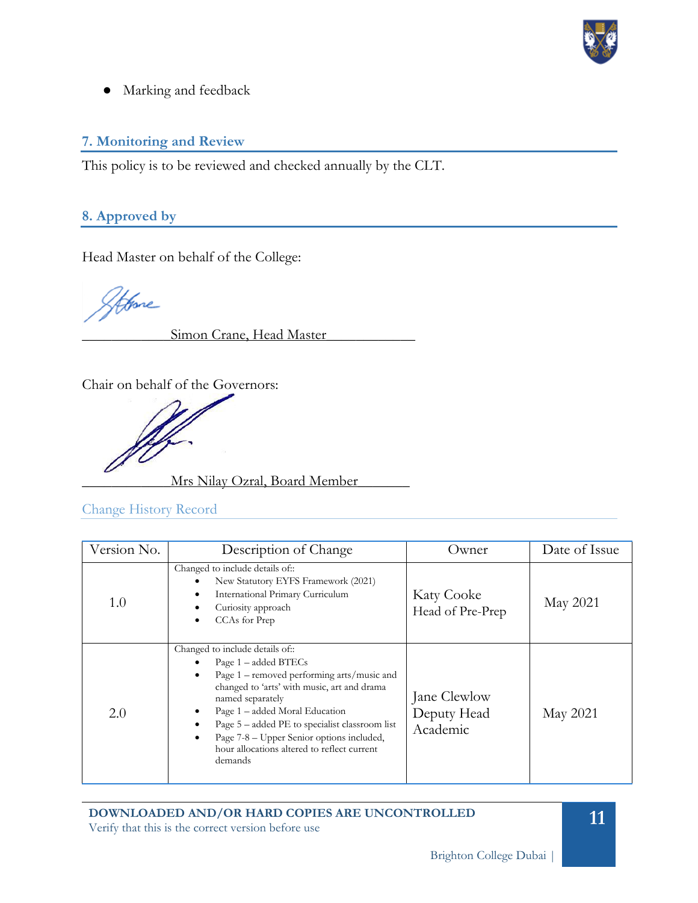- Marking and feedback

## 7. Monitoring and Review

This policy is to be reviewed and checked annually by the CLT.

## 8. Approved by

Head Master on behalf of the College:

\_\_\_\_\_\_\_\_\_\_\_\_Simon Crane, Head Master\_\_\_\_\_\_\_\_\_\_\_\_

Chair on behalf of the Governors:

\_\_\_\_\_\_\_\_\_\_\_\_Mrs Nilay Ozral, Board Member\_\_\_\_\_\_\_\_

## Change History Record

| Version No. | Description of Change | Owner | Date of Issue |
|---|---|---|---|
| 1.0 | Changed to include details of::<br>• New Statutory EYFS Framework (2021)<br>• International Primary Curriculum<br>• Curiosity approach<br>• CCAs for Prep | Katy Cooke<br>Head of Pre-Prep | May 2021 |
| 2.0 | Changed to include details of::<br>• Page 1 – added BTECs<br>• Page 1 – removed performing arts/music and changed to 'arts' with music, art and drama named separately<br>• Page 1 – added Moral Education<br>• Page 5 – added PE to specialist classroom list<br>• Page 7-8 – Upper Senior options included, hour allocations altered to reflect current demands | Jane Clewlow<br>Deputy Head Academic | May 2021 |

**DOWNLOADED AND/OR HARD COPIES ARE UNCONTROLLED**
Verify that this is the correct version before use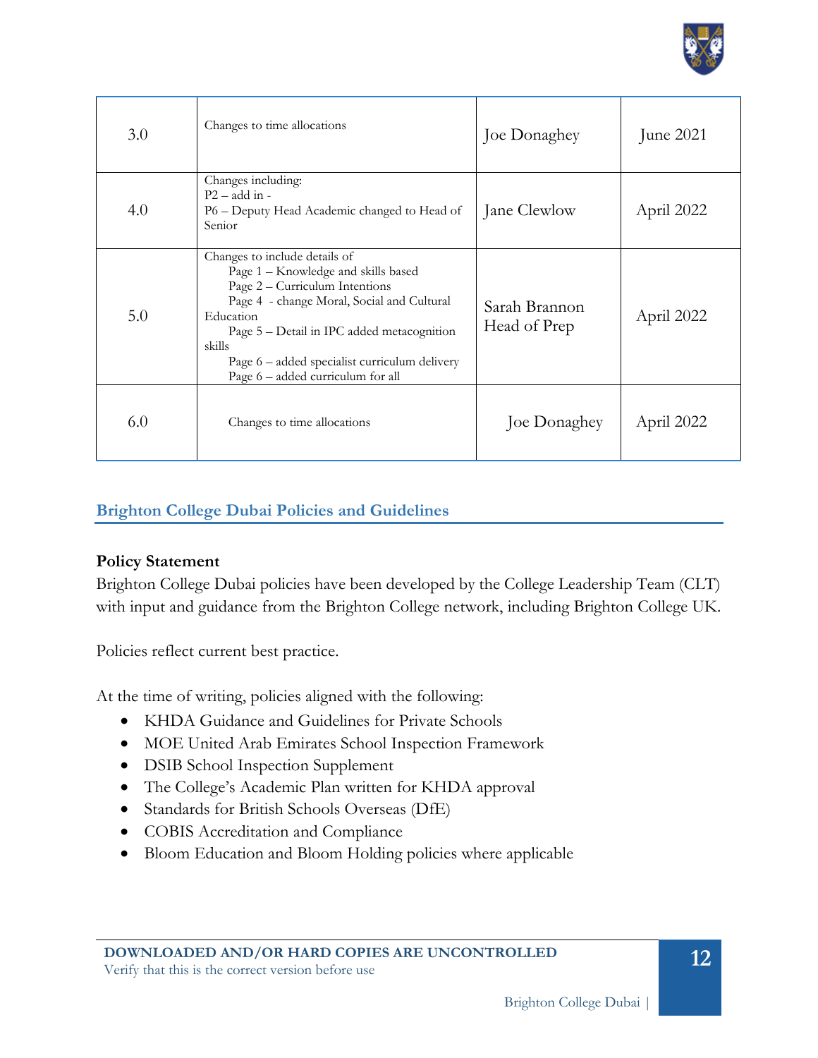| | | | |
|---|---|---|---|
| 3.0 | Changes to time allocations | Joe Donaghey | June 2021 |
| 4.0 | Changes including:<br>P2 – add in -<br>P6 – Deputy Head Academic changed to Head of Senior | Jane Clewlow | April 2022 |
| 5.0 | Changes to include details of<br>Page 1 – Knowledge and skills based<br>Page 2 – Curriculum Intentions<br>Page 4 - change Moral, Social and Cultural Education<br>Page 5 – Detail in IPC added metacognition skills<br>Page 6 – added specialist curriculum delivery<br>Page 6 – added curriculum for all | Sarah Brannon Head of Prep | April 2022 |
| 6.0 | Changes to time allocations | Joe Donaghey | April 2022 |

## Brighton College Dubai Policies and Guidelines

**Policy Statement**

Brighton College Dubai policies have been developed by the College Leadership Team (CLT) with input and guidance from the Brighton College network, including Brighton College UK.

Policies reflect current best practice.

At the time of writing, policies aligned with the following:

- KHDA Guidance and Guidelines for Private Schools
- MOE United Arab Emirates School Inspection Framework
- DSIB School Inspection Supplement
- The College's Academic Plan written for KHDA approval
- Standards for British Schools Overseas (DfE)
- COBIS Accreditation and Compliance
- Bloom Education and Bloom Holding policies where applicable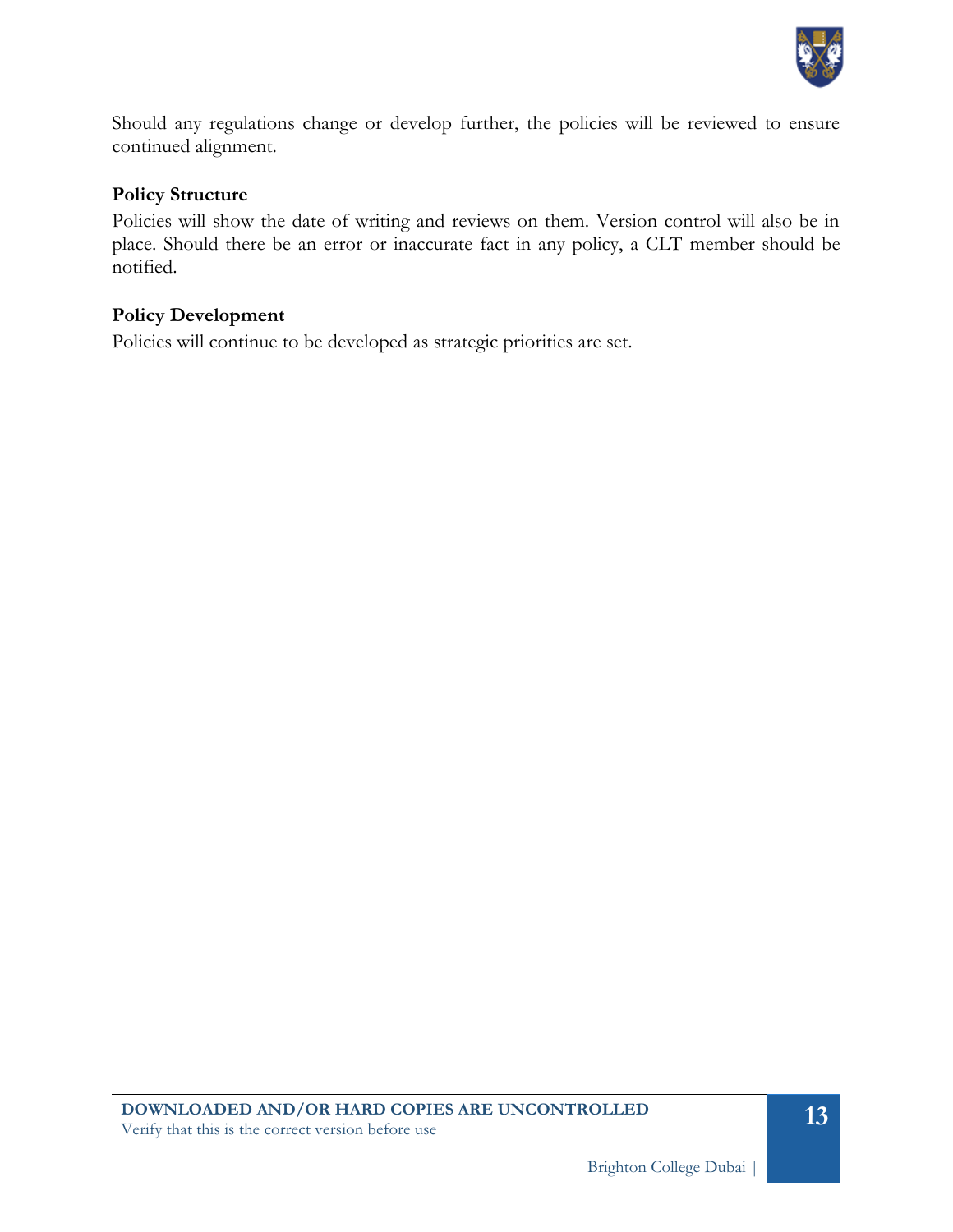Should any regulations change or develop further, the policies will be reviewed to ensure continued alignment.

**Policy Structure**

Policies will show the date of writing and reviews on them. Version control will also be in place. Should there be an error or inaccurate fact in any policy, a CLT member should be notified.

**Policy Development**

Policies will continue to be developed as strategic priorities are set.